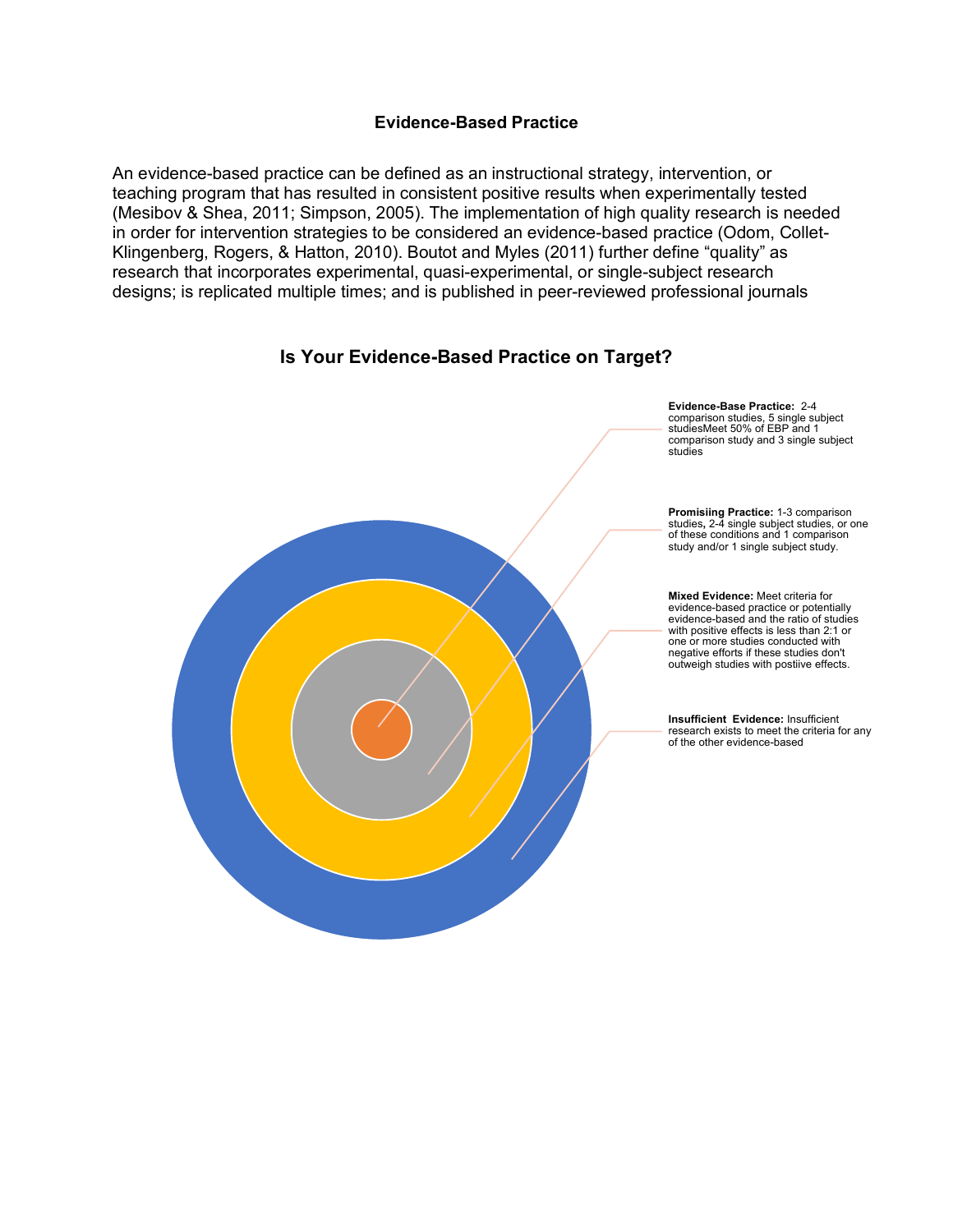# Evidence-Based Practice

An evidence-based practice can be defined as an instructional strategy, intervention, or teaching program that has resulted in consistent positive results when experimentally tested (Mesibov & Shea, 2011; Simpson, 2005). The implementation of high quality research is needed in order for intervention strategies to be considered an evidence-based practice (Odom, Collet-Klingenberg, Rogers, & Hatton, 2010). Boutot and Myles (2011) further define "quality" as research that incorporates experimental, quasi-experimental, or single-subject research designs; is replicated multiple times; and is published in peer-reviewed professional journals

## Is Your Evidence-Based Practice on Target?

**Evidence-Base Practice:** 2-4 comparison studies, 5 single subject studiesMeet 50% of EBP and 1 comparison study and 3 single subject studies

**Promisiing Practice:** 1-3 comparison studies, 2-4 single subject studies, or one of these conditions and 1 comparison study and/or 1 single subject study.

**Mixed Evidence:** Meet criteria for evidence-based practice or potentially evidence-based and the ratio of studies with positive effects is less than 2:1 or one or more studies conducted with negative efforts if these studies don't outweigh studies with postiive effects.

**Insufficient Evidence:** Insufficient research exists to meet the criteria for any of the other evidence-based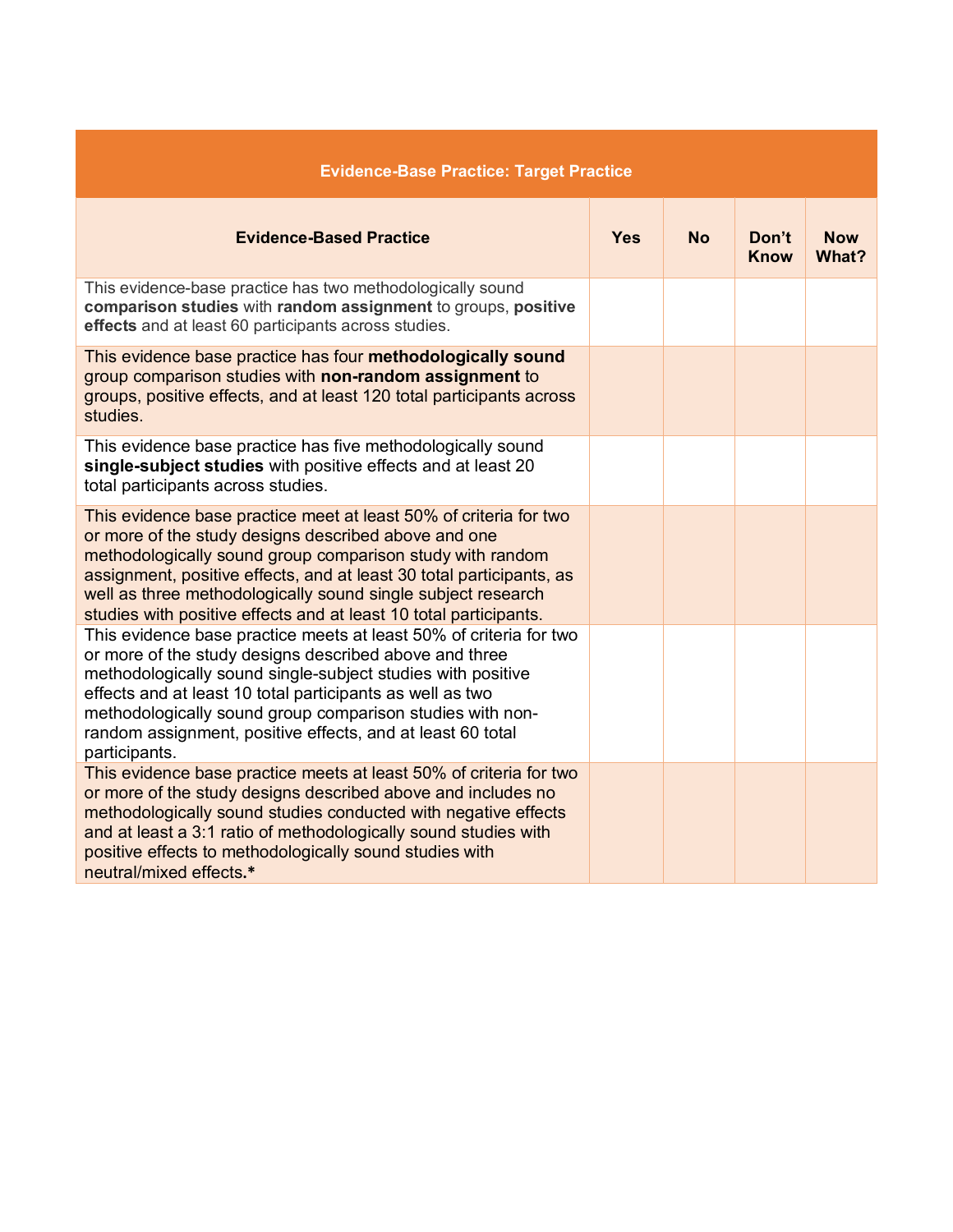| Evidence-Base Practice: Target Practice | | | | |
|---|---|---|---|---|
| **Evidence-Based Practice** | **Yes** | **No** | **Don't Know** | **Now What?** |
| This evidence-base practice has two methodologically sound **comparison studies** with **random assignment** to groups, **positive effects** and at least 60 participants across studies. | | | | |
| This evidence base practice has four **methodologically sound** group comparison studies with **non-random assignment** to groups, positive effects, and at least 120 total participants across studies. | | | | |
| This evidence base practice has five methodologically sound **single-subject studies** with positive effects and at least 20 total participants across studies. | | | | |
| This evidence base practice meet at least 50% of criteria for two or more of the study designs described above and one methodologically sound group comparison study with random assignment, positive effects, and at least 30 total participants, as well as three methodologically sound single subject research studies with positive effects and at least 10 total participants. | | | | |
| This evidence base practice meets at least 50% of criteria for two or more of the study designs described above and three methodologically sound single-subject studies with positive effects and at least 10 total participants as well as two methodologically sound group comparison studies with non-random assignment, positive effects, and at least 60 total participants. | | | | |
| This evidence base practice meets at least 50% of criteria for two or more of the study designs described above and includes no methodologically sound studies conducted with negative effects and at least a 3:1 ratio of methodologically sound studies with positive effects to methodologically sound studies with neutral/mixed effects.* | | | | |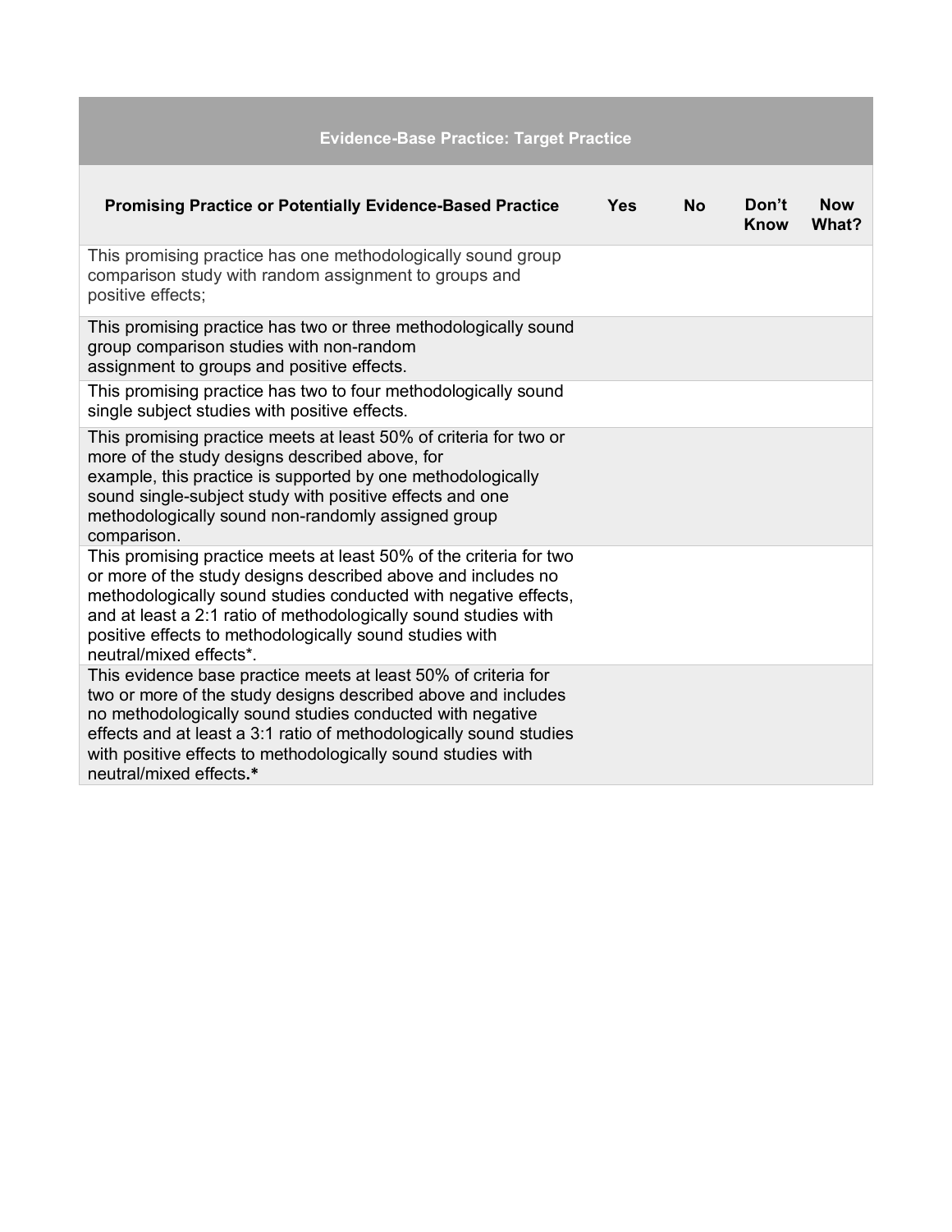| Evidence-Base Practice: Target Practice | | | | |
|---|---|---|---|---|
| **Promising Practice or Potentially Evidence-Based Practice** | **Yes** | **No** | **Don't Know** | **Now What?** |
| This promising practice has one methodologically sound group comparison study with random assignment to groups and positive effects; | | | | |
| This promising practice has two or three methodologically sound group comparison studies with non-random assignment to groups and positive effects. | | | | |
| This promising practice has two to four methodologically sound single subject studies with positive effects. | | | | |
| This promising practice meets at least 50% of criteria for two or more of the study designs described above, for example, this practice is supported by one methodologically sound single-subject study with positive effects and one methodologically sound non-randomly assigned group comparison. | | | | |
| This promising practice meets at least 50% of the criteria for two or more of the study designs described above and includes no methodologically sound studies conducted with negative effects, and at least a 2:1 ratio of methodologically sound studies with positive effects to methodologically sound studies with neutral/mixed effects*. | | | | |
| This evidence base practice meets at least 50% of criteria for two or more of the study designs described above and includes no methodologically sound studies conducted with negative effects and at least a 3:1 ratio of methodologically sound studies with positive effects to methodologically sound studies with neutral/mixed effects.* | | | | |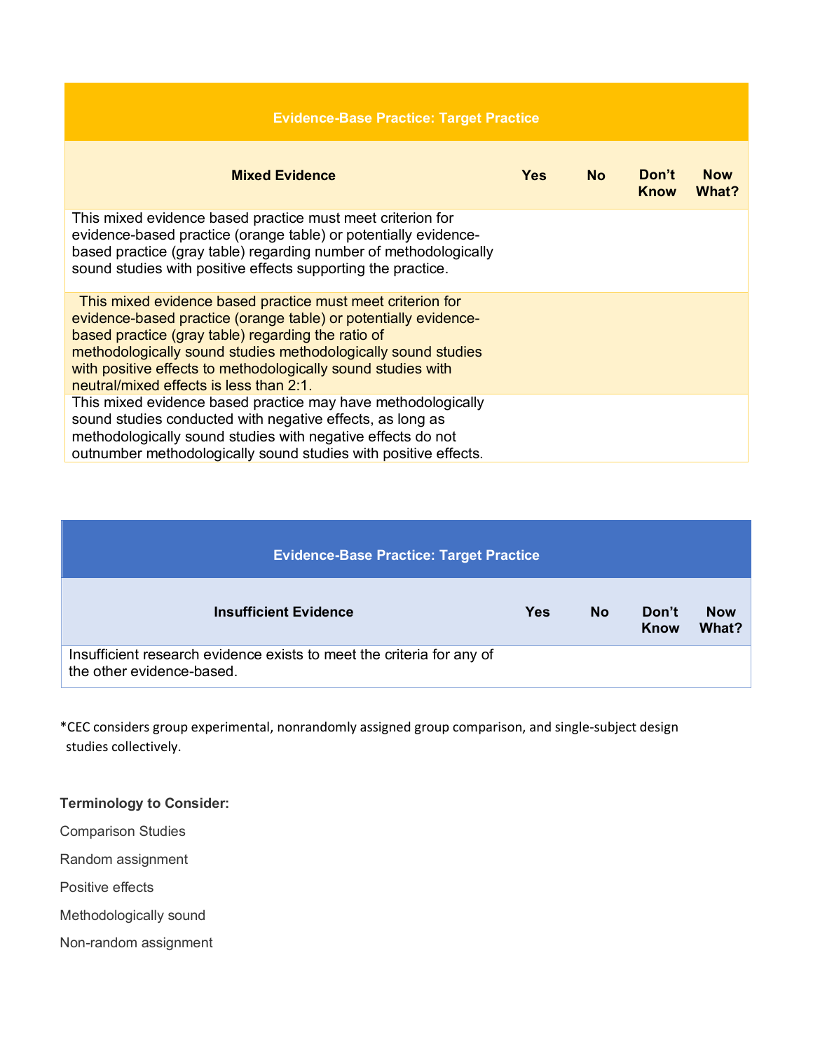| Evidence-Base Practice: Target Practice | | | | |
|---|---|---|---|---|
| **Mixed Evidence** | **Yes** | **No** | **Don't Know** | **Now What?** |
| This mixed evidence based practice must meet criterion for evidence-based practice (orange table) or potentially evidence-based practice (gray table) regarding number of methodologically sound studies with positive effects supporting the practice. | | | | |
| This mixed evidence based practice must meet criterion for evidence-based practice (orange table) or potentially evidence-based practice (gray table) regarding the ratio of methodologically sound studies methodologically sound studies with positive effects to methodologically sound studies with neutral/mixed effects is less than 2:1. | | | | |
| This mixed evidence based practice may have methodologically sound studies conducted with negative effects, as long as methodologically sound studies with negative effects do not outnumber methodologically sound studies with positive effects. | | | | |

| Evidence-Base Practice: Target Practice | | | | |
|---|---|---|---|---|
| **Insufficient Evidence** | **Yes** | **No** | **Don't Know** | **Now What?** |
| Insufficient research evidence exists to meet the criteria for any of the other evidence-based. | | | | |

*CEC considers group experimental, nonrandomly assigned group comparison, and single-subject design studies collectively.

**Terminology to Consider:**

Comparison Studies

Random assignment

Positive effects

Methodologically sound

Non-random assignment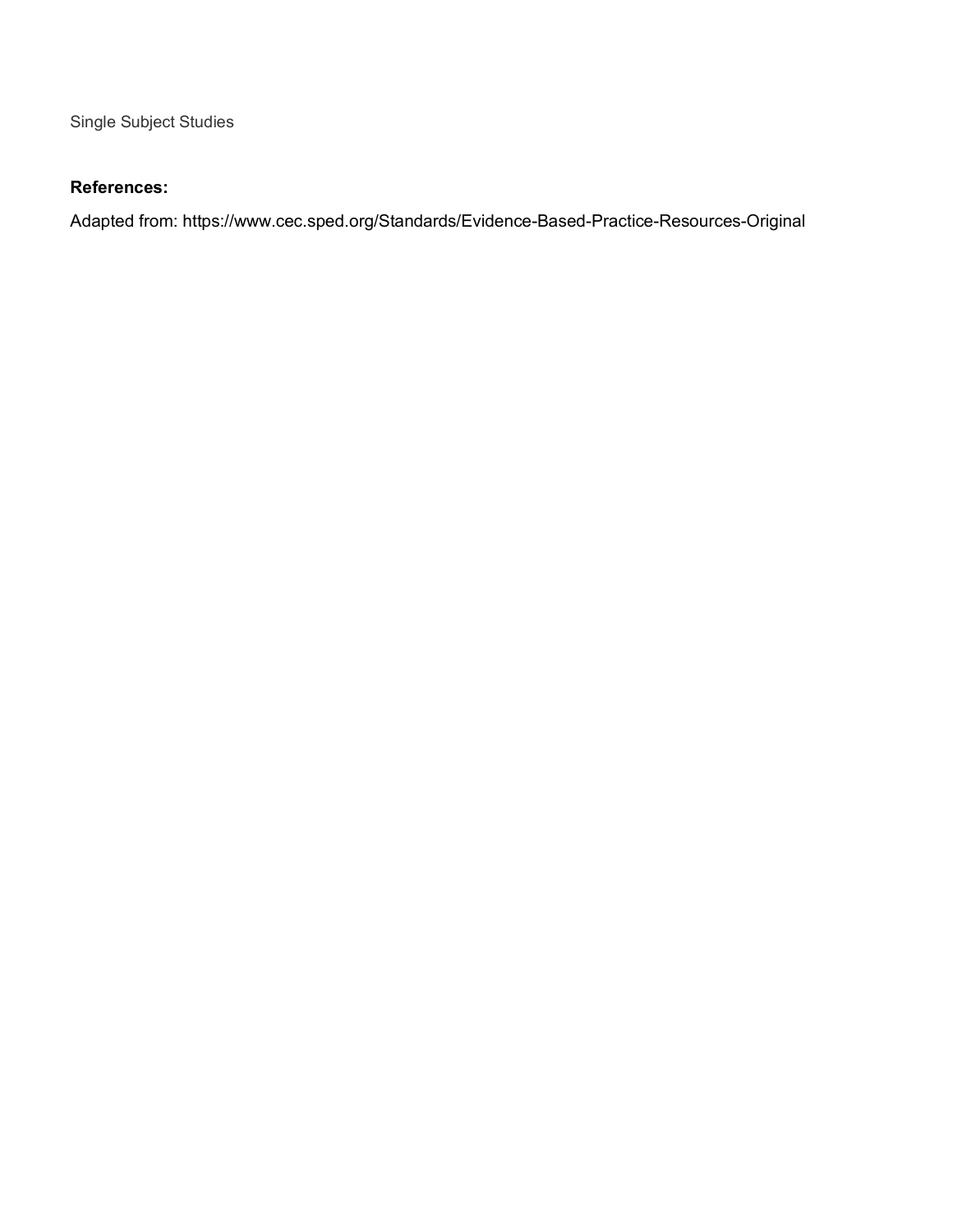Single Subject Studies

**References:**

Adapted from: https://www.cec.sped.org/Standards/Evidence-Based-Practice-Resources-Original